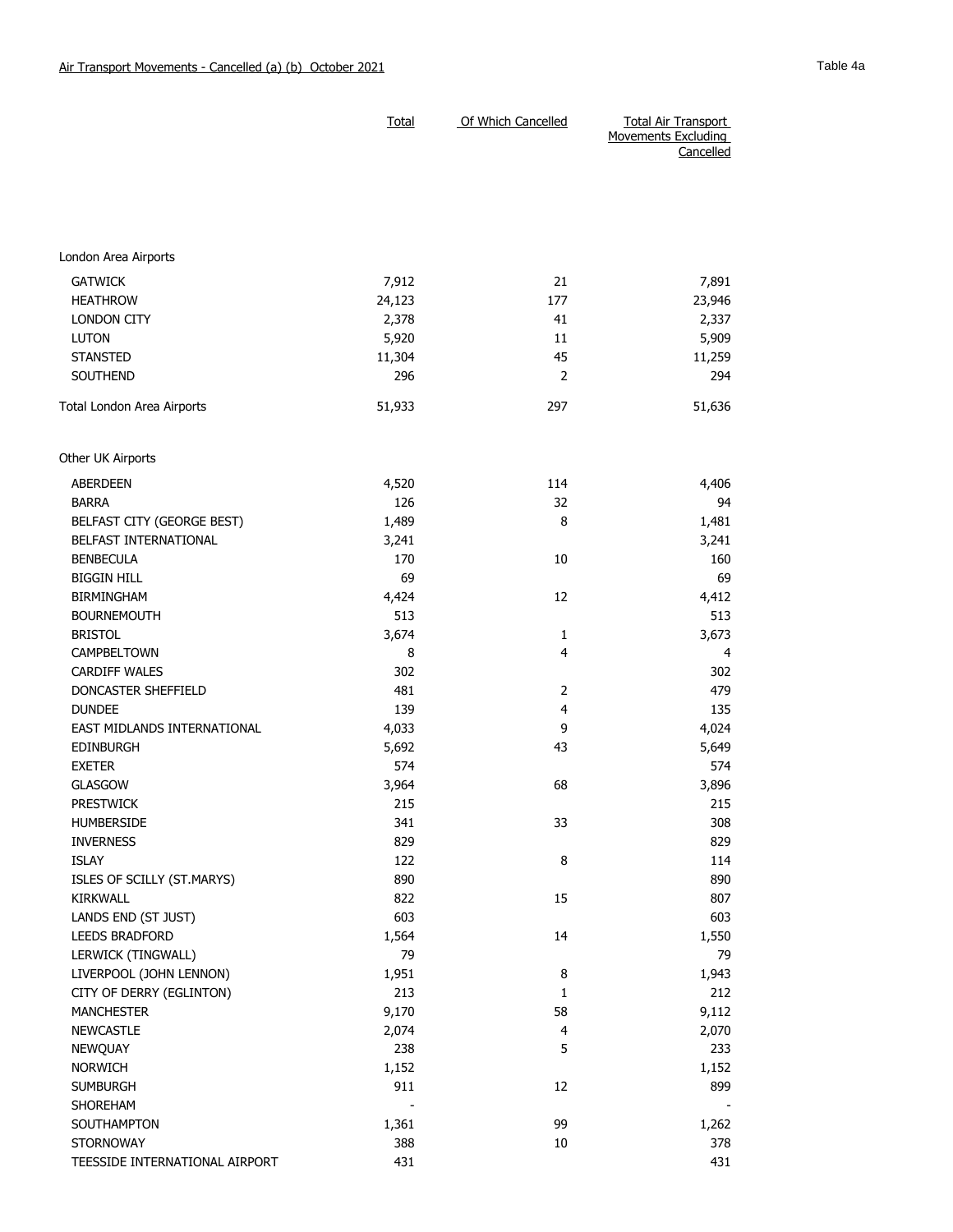Air Transport Movements - Cancelled (a) (b) October 2021

Table 4a

| | Total | Of Which Cancelled | Total Air Transport Movements Excluding Cancelled |
|---|---|---|---|
| **London Area Airports** | | | |
| GATWICK | 7,912 | 21 | 7,891 |
| HEATHROW | 24,123 | 177 | 23,946 |
| LONDON CITY | 2,378 | 41 | 2,337 |
| LUTON | 5,920 | 11 | 5,909 |
| STANSTED | 11,304 | 45 | 11,259 |
| SOUTHEND | 296 | 2 | 294 |
| Total London Area Airports | 51,933 | 297 | 51,636 |
| **Other UK Airports** | | | |
| ABERDEEN | 4,520 | 114 | 4,406 |
| BARRA | 126 | 32 | 94 |
| BELFAST CITY (GEORGE BEST) | 1,489 | 8 | 1,481 |
| BELFAST INTERNATIONAL | 3,241 | | 3,241 |
| BENBECULA | 170 | 10 | 160 |
| BIGGIN HILL | 69 | | 69 |
| BIRMINGHAM | 4,424 | 12 | 4,412 |
| BOURNEMOUTH | 513 | | 513 |
| BRISTOL | 3,674 | 1 | 3,673 |
| CAMPBELTOWN | 8 | 4 | 4 |
| CARDIFF WALES | 302 | | 302 |
| DONCASTER SHEFFIELD | 481 | 2 | 479 |
| DUNDEE | 139 | 4 | 135 |
| EAST MIDLANDS INTERNATIONAL | 4,033 | 9 | 4,024 |
| EDINBURGH | 5,692 | 43 | 5,649 |
| EXETER | 574 | | 574 |
| GLASGOW | 3,964 | 68 | 3,896 |
| PRESTWICK | 215 | | 215 |
| HUMBERSIDE | 341 | 33 | 308 |
| INVERNESS | 829 | | 829 |
| ISLAY | 122 | 8 | 114 |
| ISLES OF SCILLY (ST.MARYS) | 890 | | 890 |
| KIRKWALL | 822 | 15 | 807 |
| LANDS END (ST JUST) | 603 | | 603 |
| LEEDS BRADFORD | 1,564 | 14 | 1,550 |
| LERWICK (TINGWALL) | 79 | | 79 |
| LIVERPOOL (JOHN LENNON) | 1,951 | 8 | 1,943 |
| CITY OF DERRY (EGLINTON) | 213 | 1 | 212 |
| MANCHESTER | 9,170 | 58 | 9,112 |
| NEWCASTLE | 2,074 | 4 | 2,070 |
| NEWQUAY | 238 | 5 | 233 |
| NORWICH | 1,152 | | 1,152 |
| SUMBURGH | 911 | 12 | 899 |
| SHOREHAM | - | | - |
| SOUTHAMPTON | 1,361 | 99 | 1,262 |
| STORNOWAY | 388 | 10 | 378 |
| TEESSIDE INTERNATIONAL AIRPORT | 431 | | 431 |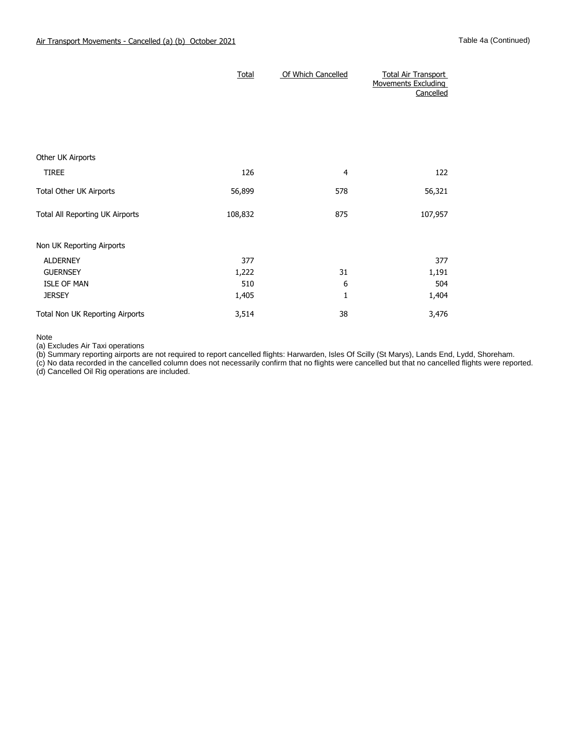Air Transport Movements - Cancelled (a) (b) October 2021

Table 4a (Continued)

| | Total | Of Which Cancelled | Total Air Transport Movements Excluding Cancelled |
|---|---|---|---|
| Other UK Airports | | | |
| TIREE | 126 | 4 | 122 |
| Total Other UK Airports | 56,899 | 578 | 56,321 |
| Total All Reporting UK Airports | 108,832 | 875 | 107,957 |
| Non UK Reporting Airports | | | |
| ALDERNEY | 377 | | 377 |
| GUERNSEY | 1,222 | 31 | 1,191 |
| ISLE OF MAN | 510 | 6 | 504 |
| JERSEY | 1,405 | 1 | 1,404 |
| Total Non UK Reporting Airports | 3,514 | 38 | 3,476 |

Note

(a) Excludes Air Taxi operations

(b) Summary reporting airports are not required to report cancelled flights: Harwarden, Isles Of Scilly (St Marys), Lands End, Lydd, Shoreham.

(c) No data recorded in the cancelled column does not necessarily confirm that no flights were cancelled but that no cancelled flights were reported.

(d) Cancelled Oil Rig operations are included.